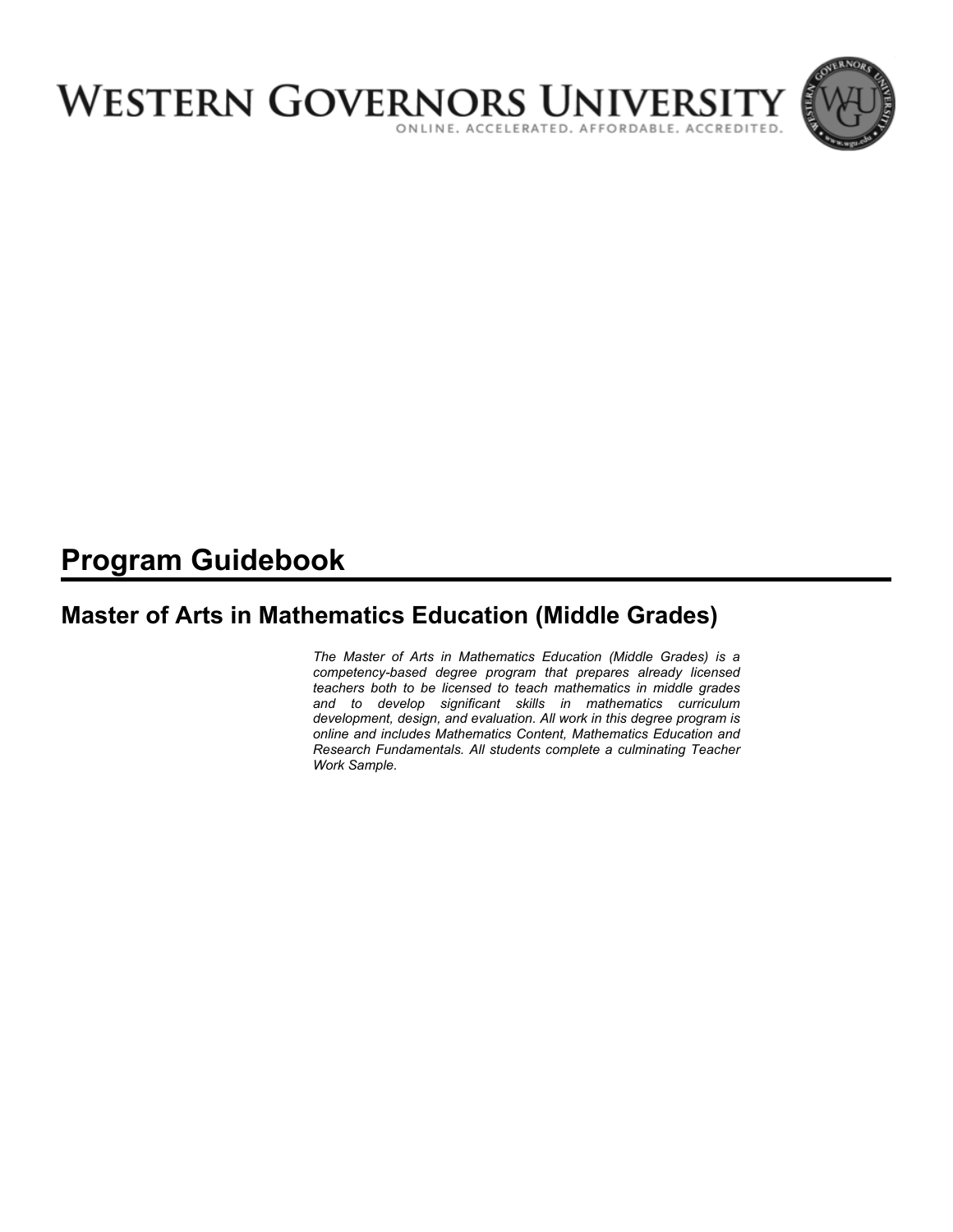WESTERN GOVERNORS UNIVERSITY

ONLINE. ACCELERATED. AFFORDABLE. ACCREDITED.

# Program Guidebook

## Master of Arts in Mathematics Education (Middle Grades)

*The Master of Arts in Mathematics Education (Middle Grades) is a competency-based degree program that prepares already licensed teachers both to be licensed to teach mathematics in middle grades and to develop significant skills in mathematics curriculum development, design, and evaluation. All work in this degree program is online and includes Mathematics Content, Mathematics Education and Research Fundamentals. All students complete a culminating Teacher Work Sample.*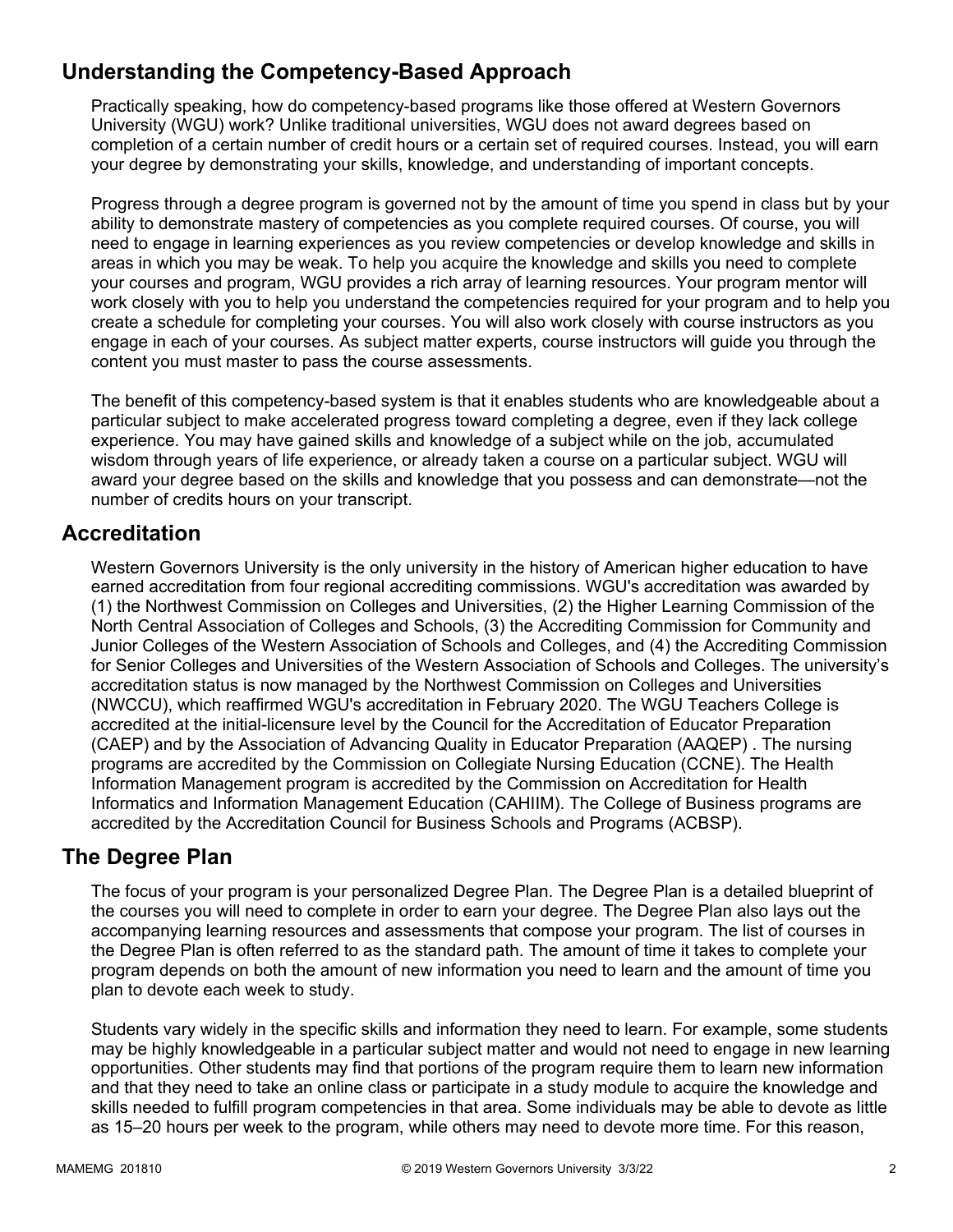## Understanding the Competency-Based Approach

Practically speaking, how do competency-based programs like those offered at Western Governors University (WGU) work? Unlike traditional universities, WGU does not award degrees based on completion of a certain number of credit hours or a certain set of required courses. Instead, you will earn your degree by demonstrating your skills, knowledge, and understanding of important concepts.

Progress through a degree program is governed not by the amount of time you spend in class but by your ability to demonstrate mastery of competencies as you complete required courses. Of course, you will need to engage in learning experiences as you review competencies or develop knowledge and skills in areas in which you may be weak. To help you acquire the knowledge and skills you need to complete your courses and program, WGU provides a rich array of learning resources. Your program mentor will work closely with you to help you understand the competencies required for your program and to help you create a schedule for completing your courses. You will also work closely with course instructors as you engage in each of your courses. As subject matter experts, course instructors will guide you through the content you must master to pass the course assessments.

The benefit of this competency-based system is that it enables students who are knowledgeable about a particular subject to make accelerated progress toward completing a degree, even if they lack college experience. You may have gained skills and knowledge of a subject while on the job, accumulated wisdom through years of life experience, or already taken a course on a particular subject. WGU will award your degree based on the skills and knowledge that you possess and can demonstrate—not the number of credits hours on your transcript.

## Accreditation

Western Governors University is the only university in the history of American higher education to have earned accreditation from four regional accrediting commissions. WGU's accreditation was awarded by (1) the Northwest Commission on Colleges and Universities, (2) the Higher Learning Commission of the North Central Association of Colleges and Schools, (3) the Accrediting Commission for Community and Junior Colleges of the Western Association of Schools and Colleges, and (4) the Accrediting Commission for Senior Colleges and Universities of the Western Association of Schools and Colleges. The university's accreditation status is now managed by the Northwest Commission on Colleges and Universities (NWCCU), which reaffirmed WGU's accreditation in February 2020. The WGU Teachers College is accredited at the initial-licensure level by the Council for the Accreditation of Educator Preparation (CAEP) and by the Association of Advancing Quality in Educator Preparation (AAQEP) . The nursing programs are accredited by the Commission on Collegiate Nursing Education (CCNE). The Health Information Management program is accredited by the Commission on Accreditation for Health Informatics and Information Management Education (CAHIIM). The College of Business programs are accredited by the Accreditation Council for Business Schools and Programs (ACBSP).

## The Degree Plan

The focus of your program is your personalized Degree Plan. The Degree Plan is a detailed blueprint of the courses you will need to complete in order to earn your degree. The Degree Plan also lays out the accompanying learning resources and assessments that compose your program. The list of courses in the Degree Plan is often referred to as the standard path. The amount of time it takes to complete your program depends on both the amount of new information you need to learn and the amount of time you plan to devote each week to study.

Students vary widely in the specific skills and information they need to learn. For example, some students may be highly knowledgeable in a particular subject matter and would not need to engage in new learning opportunities. Other students may find that portions of the program require them to learn new information and that they need to take an online class or participate in a study module to acquire the knowledge and skills needed to fulfill program competencies in that area. Some individuals may be able to devote as little as 15–20 hours per week to the program, while others may need to devote more time. For this reason,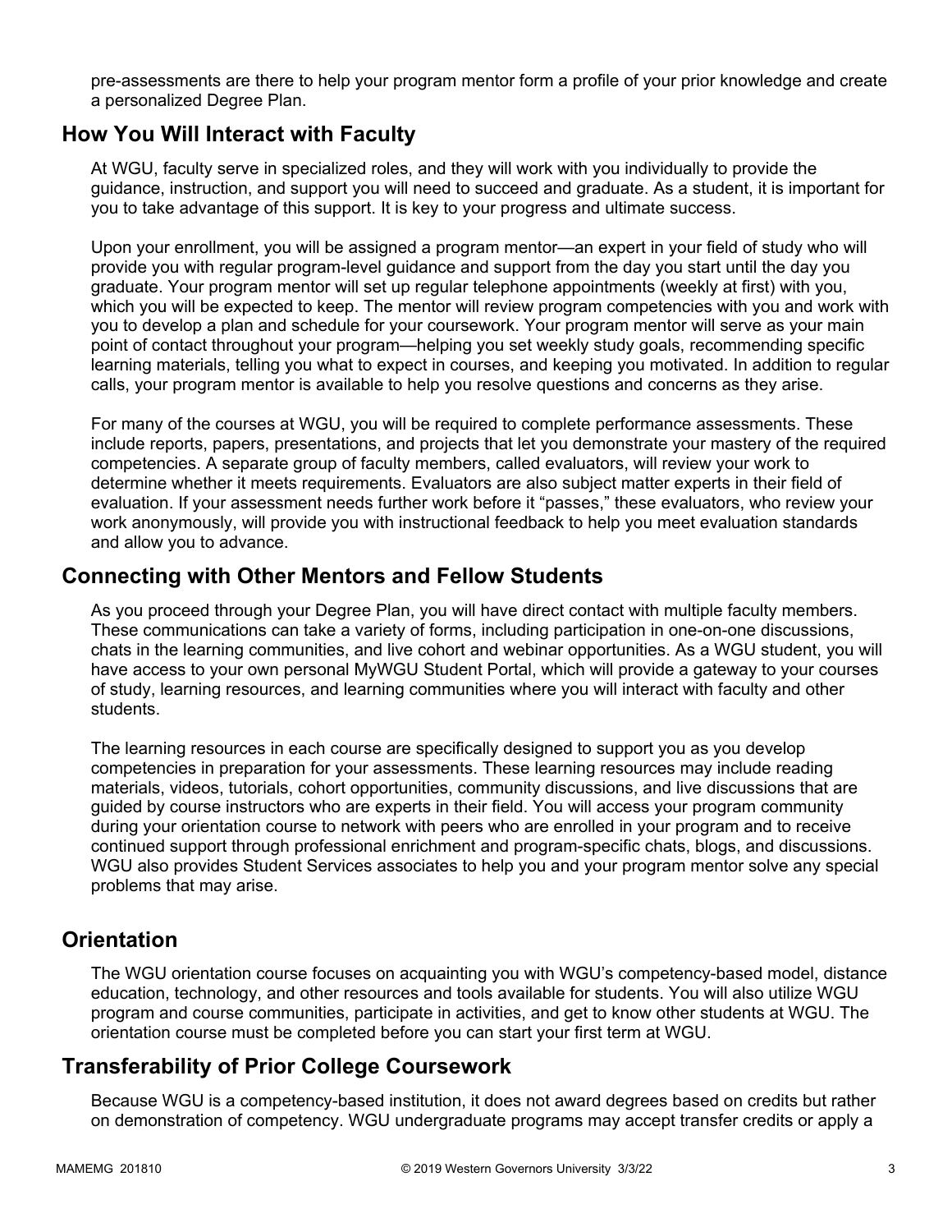pre-assessments are there to help your program mentor form a profile of your prior knowledge and create a personalized Degree Plan.

## How You Will Interact with Faculty

At WGU, faculty serve in specialized roles, and they will work with you individually to provide the guidance, instruction, and support you will need to succeed and graduate. As a student, it is important for you to take advantage of this support. It is key to your progress and ultimate success.

Upon your enrollment, you will be assigned a program mentor—an expert in your field of study who will provide you with regular program-level guidance and support from the day you start until the day you graduate. Your program mentor will set up regular telephone appointments (weekly at first) with you, which you will be expected to keep. The mentor will review program competencies with you and work with you to develop a plan and schedule for your coursework. Your program mentor will serve as your main point of contact throughout your program—helping you set weekly study goals, recommending specific learning materials, telling you what to expect in courses, and keeping you motivated. In addition to regular calls, your program mentor is available to help you resolve questions and concerns as they arise.

For many of the courses at WGU, you will be required to complete performance assessments. These include reports, papers, presentations, and projects that let you demonstrate your mastery of the required competencies. A separate group of faculty members, called evaluators, will review your work to determine whether it meets requirements. Evaluators are also subject matter experts in their field of evaluation. If your assessment needs further work before it "passes," these evaluators, who review your work anonymously, will provide you with instructional feedback to help you meet evaluation standards and allow you to advance.

## Connecting with Other Mentors and Fellow Students

As you proceed through your Degree Plan, you will have direct contact with multiple faculty members. These communications can take a variety of forms, including participation in one-on-one discussions, chats in the learning communities, and live cohort and webinar opportunities. As a WGU student, you will have access to your own personal MyWGU Student Portal, which will provide a gateway to your courses of study, learning resources, and learning communities where you will interact with faculty and other students.

The learning resources in each course are specifically designed to support you as you develop competencies in preparation for your assessments. These learning resources may include reading materials, videos, tutorials, cohort opportunities, community discussions, and live discussions that are guided by course instructors who are experts in their field. You will access your program community during your orientation course to network with peers who are enrolled in your program and to receive continued support through professional enrichment and program-specific chats, blogs, and discussions. WGU also provides Student Services associates to help you and your program mentor solve any special problems that may arise.

## Orientation

The WGU orientation course focuses on acquainting you with WGU's competency-based model, distance education, technology, and other resources and tools available for students. You will also utilize WGU program and course communities, participate in activities, and get to know other students at WGU. The orientation course must be completed before you can start your first term at WGU.

## Transferability of Prior College Coursework

Because WGU is a competency-based institution, it does not award degrees based on credits but rather on demonstration of competency. WGU undergraduate programs may accept transfer credits or apply a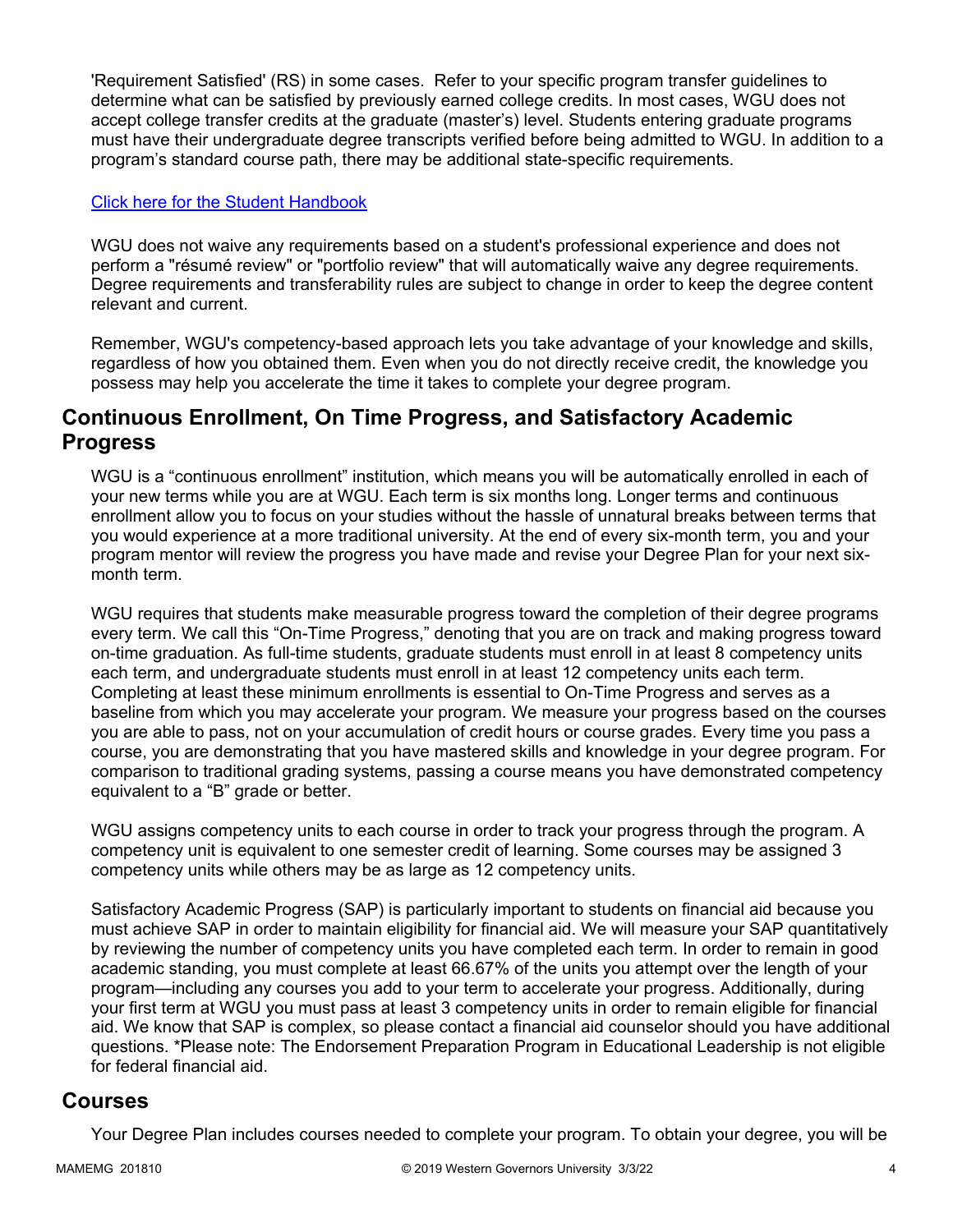'Requirement Satisfied' (RS) in some cases. Refer to your specific program transfer guidelines to determine what can be satisfied by previously earned college credits. In most cases, WGU does not accept college transfer credits at the graduate (master's) level. Students entering graduate programs must have their undergraduate degree transcripts verified before being admitted to WGU. In addition to a program's standard course path, there may be additional state-specific requirements.

[Click here for the Student Handbook]

WGU does not waive any requirements based on a student's professional experience and does not perform a "résumé review" or "portfolio review" that will automatically waive any degree requirements. Degree requirements and transferability rules are subject to change in order to keep the degree content relevant and current.

Remember, WGU's competency-based approach lets you take advantage of your knowledge and skills, regardless of how you obtained them. Even when you do not directly receive credit, the knowledge you possess may help you accelerate the time it takes to complete your degree program.

## Continuous Enrollment, On Time Progress, and Satisfactory Academic Progress

WGU is a "continuous enrollment" institution, which means you will be automatically enrolled in each of your new terms while you are at WGU. Each term is six months long. Longer terms and continuous enrollment allow you to focus on your studies without the hassle of unnatural breaks between terms that you would experience at a more traditional university. At the end of every six-month term, you and your program mentor will review the progress you have made and revise your Degree Plan for your next six-month term.

WGU requires that students make measurable progress toward the completion of their degree programs every term. We call this "On-Time Progress," denoting that you are on track and making progress toward on-time graduation. As full-time students, graduate students must enroll in at least 8 competency units each term, and undergraduate students must enroll in at least 12 competency units each term. Completing at least these minimum enrollments is essential to On-Time Progress and serves as a baseline from which you may accelerate your program. We measure your progress based on the courses you are able to pass, not on your accumulation of credit hours or course grades. Every time you pass a course, you are demonstrating that you have mastered skills and knowledge in your degree program. For comparison to traditional grading systems, passing a course means you have demonstrated competency equivalent to a "B" grade or better.

WGU assigns competency units to each course in order to track your progress through the program. A competency unit is equivalent to one semester credit of learning. Some courses may be assigned 3 competency units while others may be as large as 12 competency units.

Satisfactory Academic Progress (SAP) is particularly important to students on financial aid because you must achieve SAP in order to maintain eligibility for financial aid. We will measure your SAP quantitatively by reviewing the number of competency units you have completed each term. In order to remain in good academic standing, you must complete at least 66.67% of the units you attempt over the length of your program—including any courses you add to your term to accelerate your progress. Additionally, during your first term at WGU you must pass at least 3 competency units in order to remain eligible for financial aid. We know that SAP is complex, so please contact a financial aid counselor should you have additional questions. *Please note: The Endorsement Preparation Program in Educational Leadership is not eligible for federal financial aid.

## Courses

Your Degree Plan includes courses needed to complete your program. To obtain your degree, you will be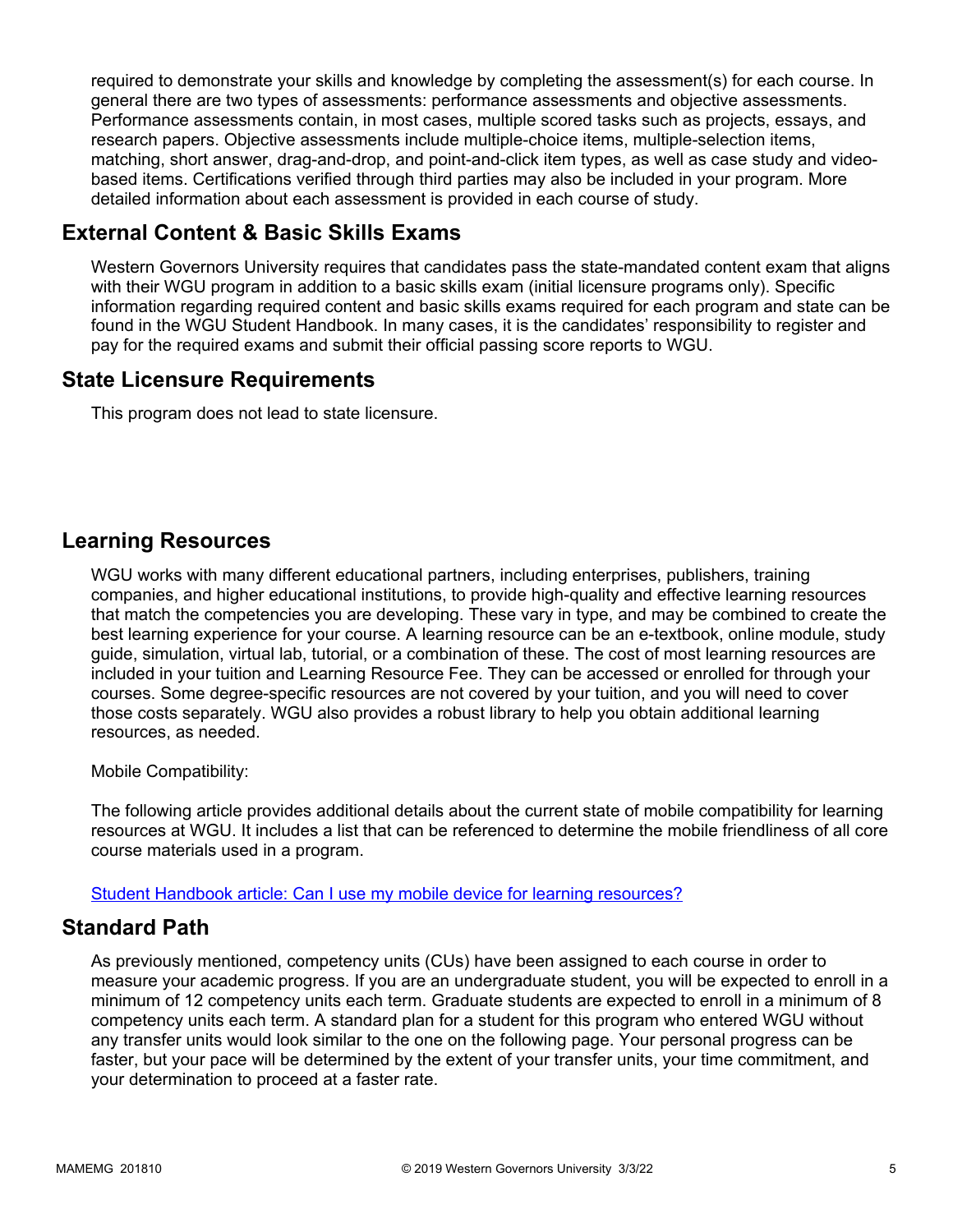required to demonstrate your skills and knowledge by completing the assessment(s) for each course. In general there are two types of assessments: performance assessments and objective assessments. Performance assessments contain, in most cases, multiple scored tasks such as projects, essays, and research papers. Objective assessments include multiple-choice items, multiple-selection items, matching, short answer, drag-and-drop, and point-and-click item types, as well as case study and video-based items. Certifications verified through third parties may also be included in your program. More detailed information about each assessment is provided in each course of study.

## External Content & Basic Skills Exams

Western Governors University requires that candidates pass the state-mandated content exam that aligns with their WGU program in addition to a basic skills exam (initial licensure programs only). Specific information regarding required content and basic skills exams required for each program and state can be found in the WGU Student Handbook. In many cases, it is the candidates' responsibility to register and pay for the required exams and submit their official passing score reports to WGU.

## State Licensure Requirements

This program does not lead to state licensure.

## Learning Resources

WGU works with many different educational partners, including enterprises, publishers, training companies, and higher educational institutions, to provide high-quality and effective learning resources that match the competencies you are developing. These vary in type, and may be combined to create the best learning experience for your course. A learning resource can be an e-textbook, online module, study guide, simulation, virtual lab, tutorial, or a combination of these. The cost of most learning resources are included in your tuition and Learning Resource Fee. They can be accessed or enrolled for through your courses. Some degree-specific resources are not covered by your tuition, and you will need to cover those costs separately. WGU also provides a robust library to help you obtain additional learning resources, as needed.

Mobile Compatibility:

The following article provides additional details about the current state of mobile compatibility for learning resources at WGU. It includes a list that can be referenced to determine the mobile friendliness of all core course materials used in a program.

Student Handbook article: Can I use my mobile device for learning resources?

## Standard Path

As previously mentioned, competency units (CUs) have been assigned to each course in order to measure your academic progress. If you are an undergraduate student, you will be expected to enroll in a minimum of 12 competency units each term. Graduate students are expected to enroll in a minimum of 8 competency units each term. A standard plan for a student for this program who entered WGU without any transfer units would look similar to the one on the following page. Your personal progress can be faster, but your pace will be determined by the extent of your transfer units, your time commitment, and your determination to proceed at a faster rate.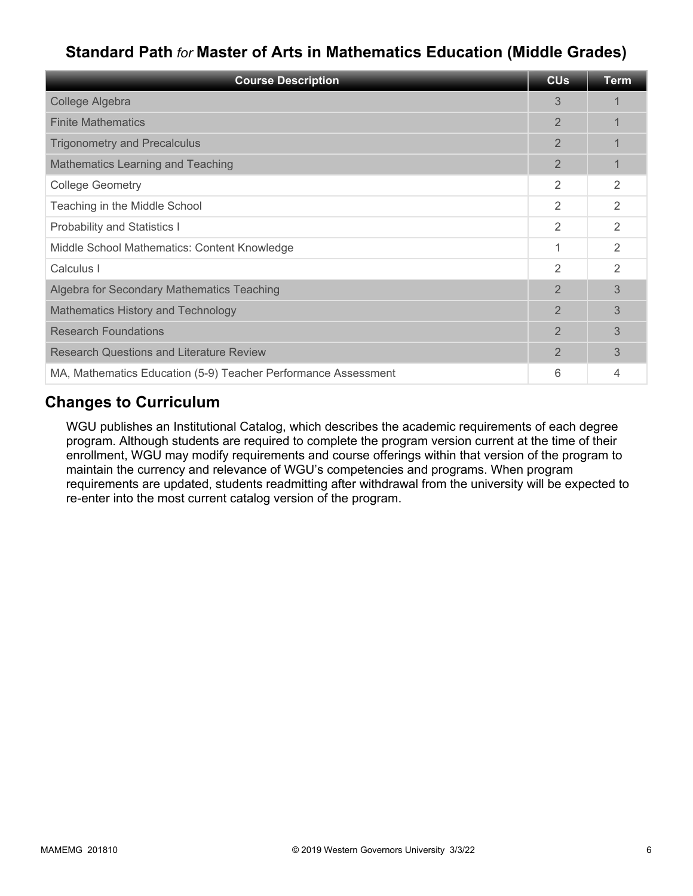## Standard Path *for* Master of Arts in Mathematics Education (Middle Grades)

| Course Description | CUs | Term |
| --- | --- | --- |
| College Algebra | 3 | 1 |
| Finite Mathematics | 2 | 1 |
| Trigonometry and Precalculus | 2 | 1 |
| Mathematics Learning and Teaching | 2 | 1 |
| College Geometry | 2 | 2 |
| Teaching in the Middle School | 2 | 2 |
| Probability and Statistics I | 2 | 2 |
| Middle School Mathematics: Content Knowledge | 1 | 2 |
| Calculus I | 2 | 2 |
| Algebra for Secondary Mathematics Teaching | 2 | 3 |
| Mathematics History and Technology | 2 | 3 |
| Research Foundations | 2 | 3 |
| Research Questions and Literature Review | 2 | 3 |
| MA, Mathematics Education (5-9) Teacher Performance Assessment | 6 | 4 |

## Changes to Curriculum

WGU publishes an Institutional Catalog, which describes the academic requirements of each degree program. Although students are required to complete the program version current at the time of their enrollment, WGU may modify requirements and course offerings within that version of the program to maintain the currency and relevance of WGU's competencies and programs. When program requirements are updated, students readmitting after withdrawal from the university will be expected to re-enter into the most current catalog version of the program.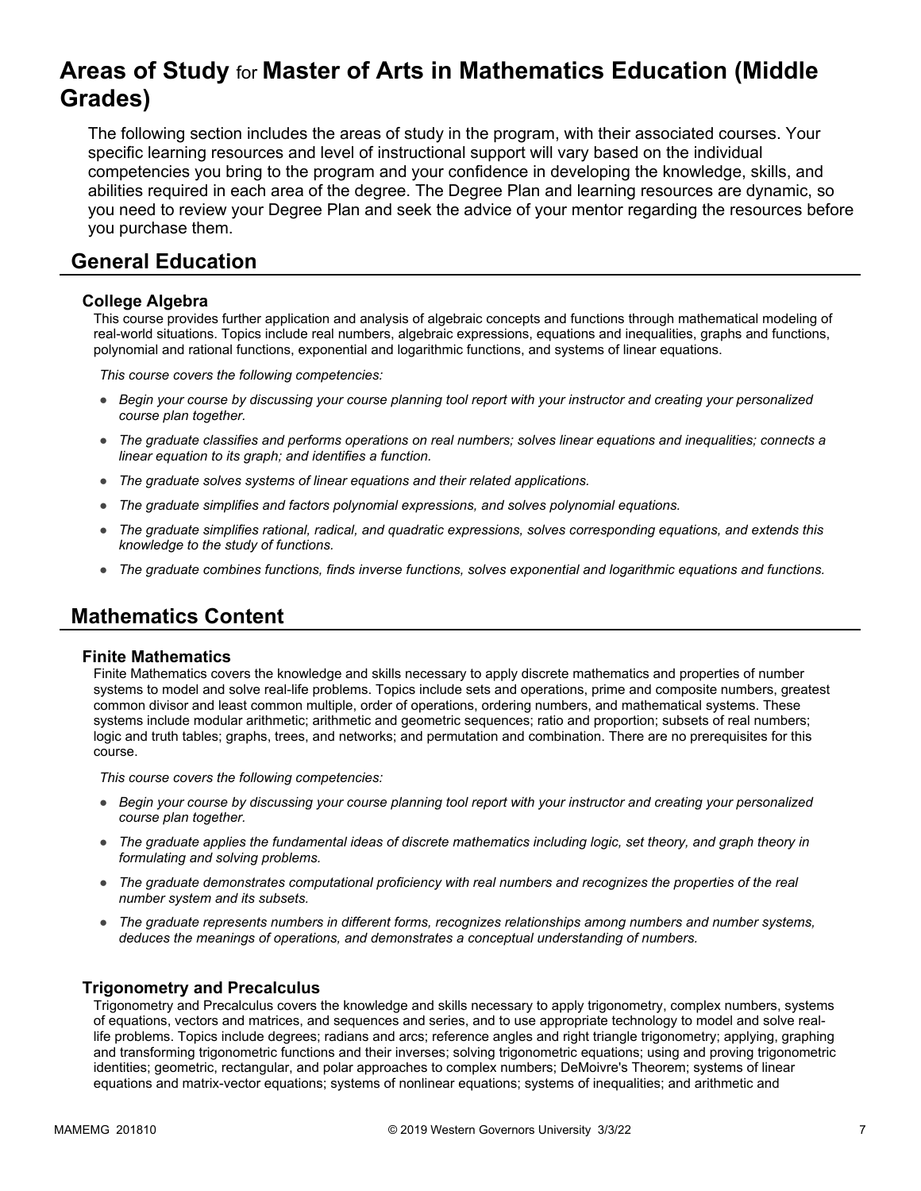# Areas of Study for Master of Arts in Mathematics Education (Middle Grades)

The following section includes the areas of study in the program, with their associated courses. Your specific learning resources and level of instructional support will vary based on the individual competencies you bring to the program and your confidence in developing the knowledge, skills, and abilities required in each area of the degree. The Degree Plan and learning resources are dynamic, so you need to review your Degree Plan and seek the advice of your mentor regarding the resources before you purchase them.

## General Education

### College Algebra

This course provides further application and analysis of algebraic concepts and functions through mathematical modeling of real-world situations. Topics include real numbers, algebraic expressions, equations and inequalities, graphs and functions, polynomial and rational functions, exponential and logarithmic functions, and systems of linear equations.

*This course covers the following competencies:*

- *Begin your course by discussing your course planning tool report with your instructor and creating your personalized course plan together.*
- *The graduate classifies and performs operations on real numbers; solves linear equations and inequalities; connects a linear equation to its graph; and identifies a function.*
- *The graduate solves systems of linear equations and their related applications.*
- *The graduate simplifies and factors polynomial expressions, and solves polynomial equations.*
- *The graduate simplifies rational, radical, and quadratic expressions, solves corresponding equations, and extends this knowledge to the study of functions.*
- *The graduate combines functions, finds inverse functions, solves exponential and logarithmic equations and functions.*

## Mathematics Content

### Finite Mathematics

Finite Mathematics covers the knowledge and skills necessary to apply discrete mathematics and properties of number systems to model and solve real-life problems. Topics include sets and operations, prime and composite numbers, greatest common divisor and least common multiple, order of operations, ordering numbers, and mathematical systems. These systems include modular arithmetic; arithmetic and geometric sequences; ratio and proportion; subsets of real numbers; logic and truth tables; graphs, trees, and networks; and permutation and combination. There are no prerequisites for this course.

*This course covers the following competencies:*

- *Begin your course by discussing your course planning tool report with your instructor and creating your personalized course plan together.*
- *The graduate applies the fundamental ideas of discrete mathematics including logic, set theory, and graph theory in formulating and solving problems.*
- *The graduate demonstrates computational proficiency with real numbers and recognizes the properties of the real number system and its subsets.*
- *The graduate represents numbers in different forms, recognizes relationships among numbers and number systems, deduces the meanings of operations, and demonstrates a conceptual understanding of numbers.*

### Trigonometry and Precalculus

Trigonometry and Precalculus covers the knowledge and skills necessary to apply trigonometry, complex numbers, systems of equations, vectors and matrices, and sequences and series, and to use appropriate technology to model and solve real-life problems. Topics include degrees; radians and arcs; reference angles and right triangle trigonometry; applying, graphing and transforming trigonometric functions and their inverses; solving trigonometric equations; using and proving trigonometric identities; geometric, rectangular, and polar approaches to complex numbers; DeMoivre's Theorem; systems of linear equations and matrix-vector equations; systems of nonlinear equations; systems of inequalities; and arithmetic and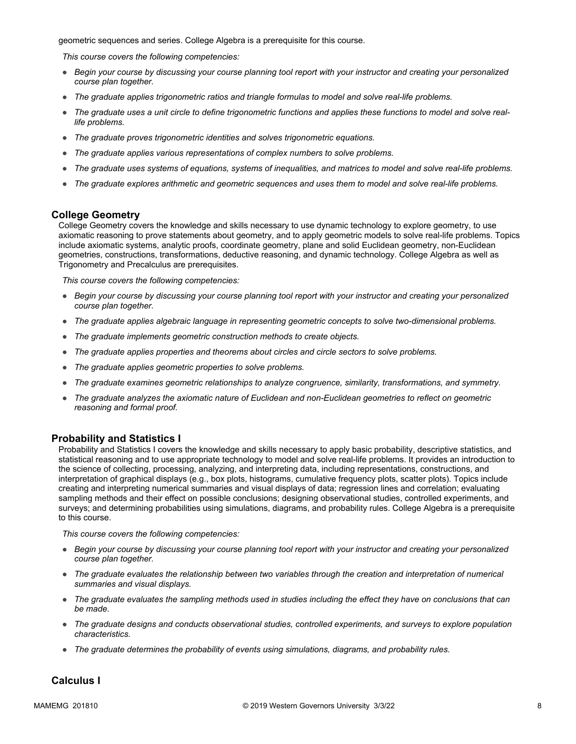geometric sequences and series. College Algebra is a prerequisite for this course.

*This course covers the following competencies:*

- *Begin your course by discussing your course planning tool report with your instructor and creating your personalized course plan together.*
- *The graduate applies trigonometric ratios and triangle formulas to model and solve real-life problems.*
- *The graduate uses a unit circle to define trigonometric functions and applies these functions to model and solve real-life problems.*
- *The graduate proves trigonometric identities and solves trigonometric equations.*
- *The graduate applies various representations of complex numbers to solve problems.*
- *The graduate uses systems of equations, systems of inequalities, and matrices to model and solve real-life problems.*
- *The graduate explores arithmetic and geometric sequences and uses them to model and solve real-life problems.*

### College Geometry

College Geometry covers the knowledge and skills necessary to use dynamic technology to explore geometry, to use axiomatic reasoning to prove statements about geometry, and to apply geometric models to solve real-life problems. Topics include axiomatic systems, analytic proofs, coordinate geometry, plane and solid Euclidean geometry, non-Euclidean geometries, constructions, transformations, deductive reasoning, and dynamic technology. College Algebra as well as Trigonometry and Precalculus are prerequisites.

*This course covers the following competencies:*

- *Begin your course by discussing your course planning tool report with your instructor and creating your personalized course plan together.*
- *The graduate applies algebraic language in representing geometric concepts to solve two-dimensional problems.*
- *The graduate implements geometric construction methods to create objects.*
- *The graduate applies properties and theorems about circles and circle sectors to solve problems.*
- *The graduate applies geometric properties to solve problems.*
- *The graduate examines geometric relationships to analyze congruence, similarity, transformations, and symmetry.*
- *The graduate analyzes the axiomatic nature of Euclidean and non-Euclidean geometries to reflect on geometric reasoning and formal proof.*

### Probability and Statistics I

Probability and Statistics I covers the knowledge and skills necessary to apply basic probability, descriptive statistics, and statistical reasoning and to use appropriate technology to model and solve real-life problems. It provides an introduction to the science of collecting, processing, analyzing, and interpreting data, including representations, constructions, and interpretation of graphical displays (e.g., box plots, histograms, cumulative frequency plots, scatter plots). Topics include creating and interpreting numerical summaries and visual displays of data; regression lines and correlation; evaluating sampling methods and their effect on possible conclusions; designing observational studies, controlled experiments, and surveys; and determining probabilities using simulations, diagrams, and probability rules. College Algebra is a prerequisite to this course.

*This course covers the following competencies:*

- *Begin your course by discussing your course planning tool report with your instructor and creating your personalized course plan together.*
- *The graduate evaluates the relationship between two variables through the creation and interpretation of numerical summaries and visual displays.*
- *The graduate evaluates the sampling methods used in studies including the effect they have on conclusions that can be made.*
- *The graduate designs and conducts observational studies, controlled experiments, and surveys to explore population characteristics.*
- *The graduate determines the probability of events using simulations, diagrams, and probability rules.*

### Calculus I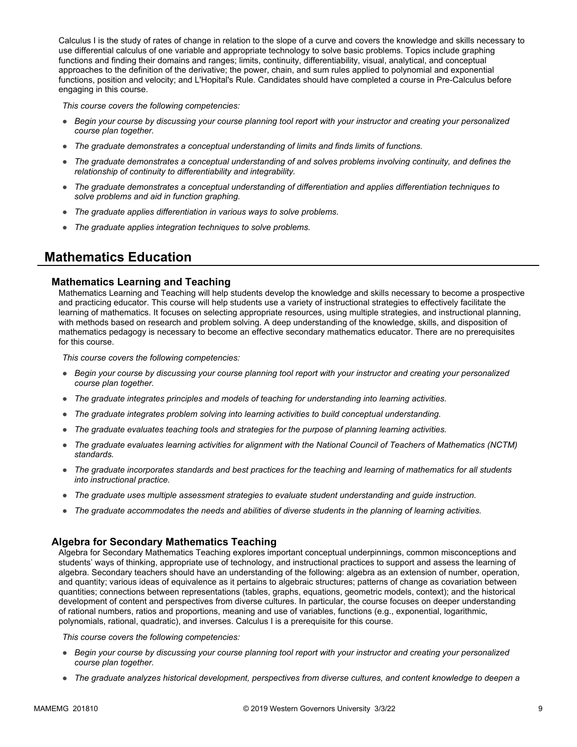Calculus I is the study of rates of change in relation to the slope of a curve and covers the knowledge and skills necessary to use differential calculus of one variable and appropriate technology to solve basic problems. Topics include graphing functions and finding their domains and ranges; limits, continuity, differentiability, visual, analytical, and conceptual approaches to the definition of the derivative; the power, chain, and sum rules applied to polynomial and exponential functions, position and velocity; and L'Hopital's Rule. Candidates should have completed a course in Pre-Calculus before engaging in this course.

*This course covers the following competencies:*

- *Begin your course by discussing your course planning tool report with your instructor and creating your personalized course plan together.*
- *The graduate demonstrates a conceptual understanding of limits and finds limits of functions.*
- *The graduate demonstrates a conceptual understanding of and solves problems involving continuity, and defines the relationship of continuity to differentiability and integrability.*
- *The graduate demonstrates a conceptual understanding of differentiation and applies differentiation techniques to solve problems and aid in function graphing.*
- *The graduate applies differentiation in various ways to solve problems.*
- *The graduate applies integration techniques to solve problems.*

## Mathematics Education

### Mathematics Learning and Teaching

Mathematics Learning and Teaching will help students develop the knowledge and skills necessary to become a prospective and practicing educator. This course will help students use a variety of instructional strategies to effectively facilitate the learning of mathematics. It focuses on selecting appropriate resources, using multiple strategies, and instructional planning, with methods based on research and problem solving. A deep understanding of the knowledge, skills, and disposition of mathematics pedagogy is necessary to become an effective secondary mathematics educator. There are no prerequisites for this course.

*This course covers the following competencies:*

- *Begin your course by discussing your course planning tool report with your instructor and creating your personalized course plan together.*
- *The graduate integrates principles and models of teaching for understanding into learning activities.*
- *The graduate integrates problem solving into learning activities to build conceptual understanding.*
- *The graduate evaluates teaching tools and strategies for the purpose of planning learning activities.*
- *The graduate evaluates learning activities for alignment with the National Council of Teachers of Mathematics (NCTM) standards.*
- *The graduate incorporates standards and best practices for the teaching and learning of mathematics for all students into instructional practice.*
- *The graduate uses multiple assessment strategies to evaluate student understanding and guide instruction.*
- *The graduate accommodates the needs and abilities of diverse students in the planning of learning activities.*

### Algebra for Secondary Mathematics Teaching

Algebra for Secondary Mathematics Teaching explores important conceptual underpinnings, common misconceptions and students' ways of thinking, appropriate use of technology, and instructional practices to support and assess the learning of algebra. Secondary teachers should have an understanding of the following: algebra as an extension of number, operation, and quantity; various ideas of equivalence as it pertains to algebraic structures; patterns of change as covariation between quantities; connections between representations (tables, graphs, equations, geometric models, context); and the historical development of content and perspectives from diverse cultures. In particular, the course focuses on deeper understanding of rational numbers, ratios and proportions, meaning and use of variables, functions (e.g., exponential, logarithmic, polynomials, rational, quadratic), and inverses. Calculus I is a prerequisite for this course.

*This course covers the following competencies:*

- *Begin your course by discussing your course planning tool report with your instructor and creating your personalized course plan together.*
- *The graduate analyzes historical development, perspectives from diverse cultures, and content knowledge to deepen a*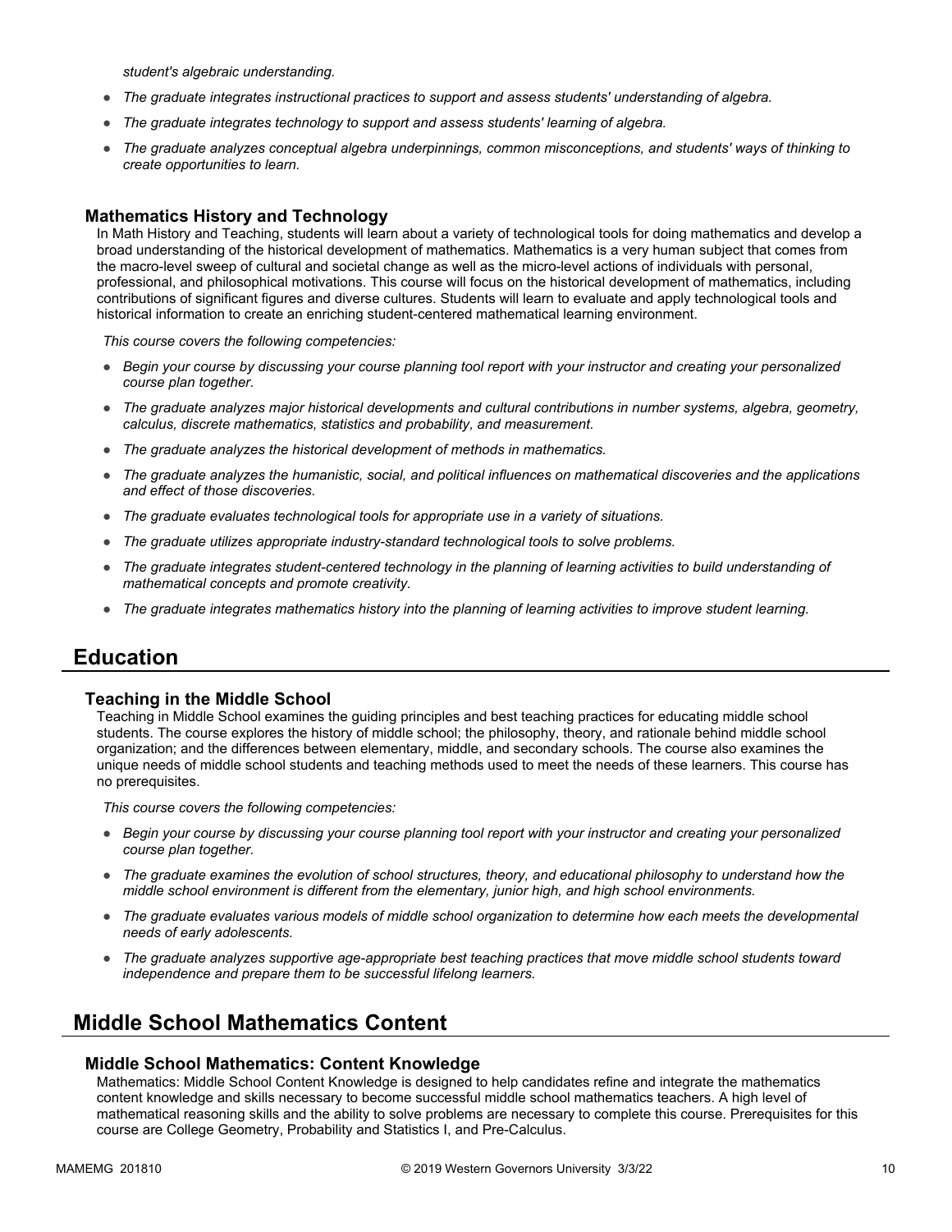*student's algebraic understanding.*

- *The graduate integrates instructional practices to support and assess students' understanding of algebra.*
- *The graduate integrates technology to support and assess students' learning of algebra.*
- *The graduate analyzes conceptual algebra underpinnings, common misconceptions, and students' ways of thinking to create opportunities to learn.*

### Mathematics History and Technology

In Math History and Teaching, students will learn about a variety of technological tools for doing mathematics and develop a broad understanding of the historical development of mathematics. Mathematics is a very human subject that comes from the macro-level sweep of cultural and societal change as well as the micro-level actions of individuals with personal, professional, and philosophical motivations. This course will focus on the historical development of mathematics, including contributions of significant figures and diverse cultures. Students will learn to evaluate and apply technological tools and historical information to create an enriching student-centered mathematical learning environment.

*This course covers the following competencies:*

- *Begin your course by discussing your course planning tool report with your instructor and creating your personalized course plan together.*
- *The graduate analyzes major historical developments and cultural contributions in number systems, algebra, geometry, calculus, discrete mathematics, statistics and probability, and measurement.*
- *The graduate analyzes the historical development of methods in mathematics.*
- *The graduate analyzes the humanistic, social, and political influences on mathematical discoveries and the applications and effect of those discoveries.*
- *The graduate evaluates technological tools for appropriate use in a variety of situations.*
- *The graduate utilizes appropriate industry-standard technological tools to solve problems.*
- *The graduate integrates student-centered technology in the planning of learning activities to build understanding of mathematical concepts and promote creativity.*
- *The graduate integrates mathematics history into the planning of learning activities to improve student learning.*

## Education

### Teaching in the Middle School

Teaching in Middle School examines the guiding principles and best teaching practices for educating middle school students. The course explores the history of middle school; the philosophy, theory, and rationale behind middle school organization; and the differences between elementary, middle, and secondary schools. The course also examines the unique needs of middle school students and teaching methods used to meet the needs of these learners. This course has no prerequisites.

*This course covers the following competencies:*

- *Begin your course by discussing your course planning tool report with your instructor and creating your personalized course plan together.*
- *The graduate examines the evolution of school structures, theory, and educational philosophy to understand how the middle school environment is different from the elementary, junior high, and high school environments.*
- *The graduate evaluates various models of middle school organization to determine how each meets the developmental needs of early adolescents.*
- *The graduate analyzes supportive age-appropriate best teaching practices that move middle school students toward independence and prepare them to be successful lifelong learners.*

## Middle School Mathematics Content

### Middle School Mathematics: Content Knowledge

Mathematics: Middle School Content Knowledge is designed to help candidates refine and integrate the mathematics content knowledge and skills necessary to become successful middle school mathematics teachers. A high level of mathematical reasoning skills and the ability to solve problems are necessary to complete this course. Prerequisites for this course are College Geometry, Probability and Statistics I, and Pre-Calculus.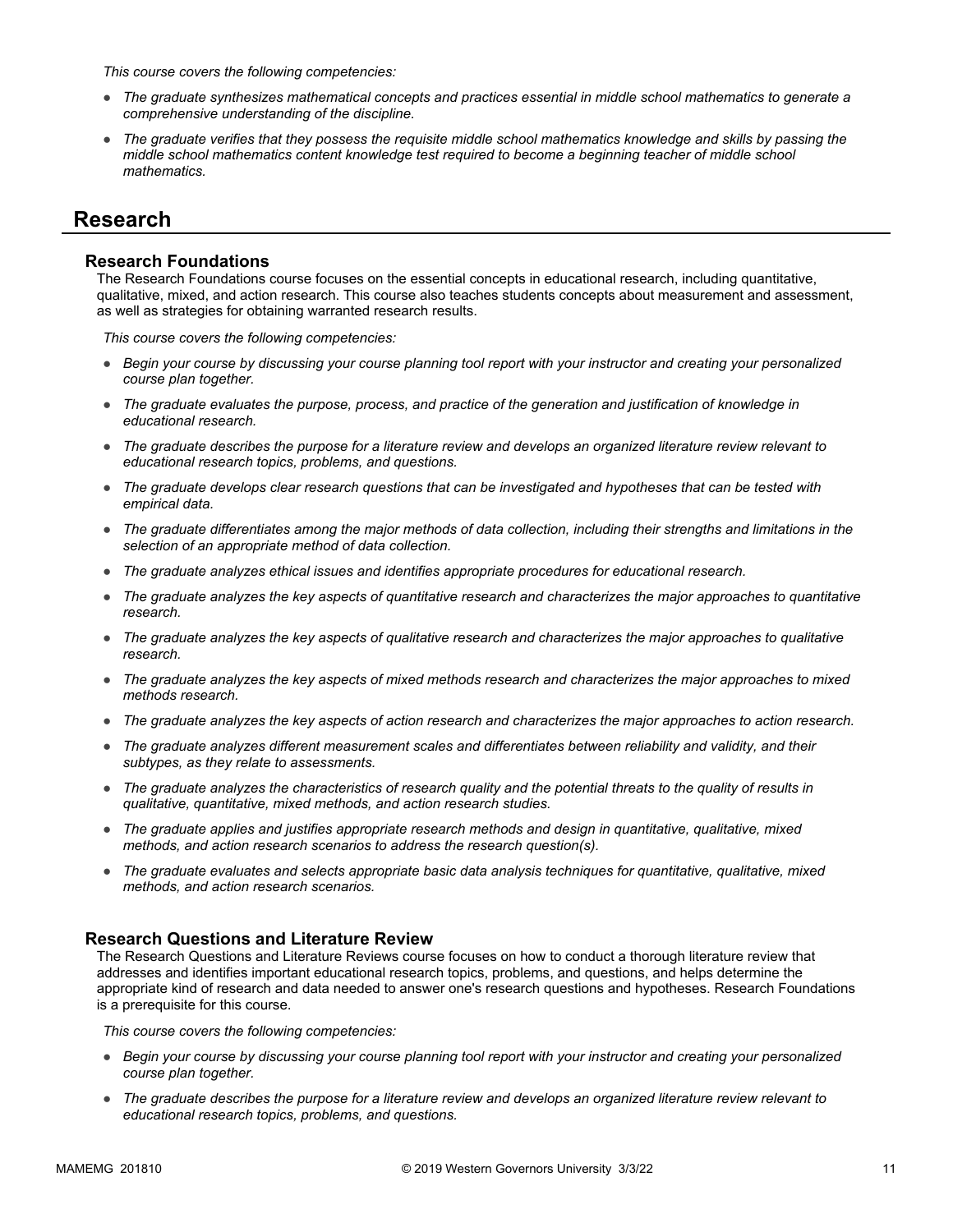*This course covers the following competencies:*

- *The graduate synthesizes mathematical concepts and practices essential in middle school mathematics to generate a comprehensive understanding of the discipline.*
- *The graduate verifies that they possess the requisite middle school mathematics knowledge and skills by passing the middle school mathematics content knowledge test required to become a beginning teacher of middle school mathematics.*

## Research

### Research Foundations

The Research Foundations course focuses on the essential concepts in educational research, including quantitative, qualitative, mixed, and action research. This course also teaches students concepts about measurement and assessment, as well as strategies for obtaining warranted research results.

*This course covers the following competencies:*

- *Begin your course by discussing your course planning tool report with your instructor and creating your personalized course plan together.*
- *The graduate evaluates the purpose, process, and practice of the generation and justification of knowledge in educational research.*
- *The graduate describes the purpose for a literature review and develops an organized literature review relevant to educational research topics, problems, and questions.*
- *The graduate develops clear research questions that can be investigated and hypotheses that can be tested with empirical data.*
- *The graduate differentiates among the major methods of data collection, including their strengths and limitations in the selection of an appropriate method of data collection.*
- *The graduate analyzes ethical issues and identifies appropriate procedures for educational research.*
- *The graduate analyzes the key aspects of quantitative research and characterizes the major approaches to quantitative research.*
- *The graduate analyzes the key aspects of qualitative research and characterizes the major approaches to qualitative research.*
- *The graduate analyzes the key aspects of mixed methods research and characterizes the major approaches to mixed methods research.*
- *The graduate analyzes the key aspects of action research and characterizes the major approaches to action research.*
- *The graduate analyzes different measurement scales and differentiates between reliability and validity, and their subtypes, as they relate to assessments.*
- *The graduate analyzes the characteristics of research quality and the potential threats to the quality of results in qualitative, quantitative, mixed methods, and action research studies.*
- *The graduate applies and justifies appropriate research methods and design in quantitative, qualitative, mixed methods, and action research scenarios to address the research question(s).*
- *The graduate evaluates and selects appropriate basic data analysis techniques for quantitative, qualitative, mixed methods, and action research scenarios.*

### Research Questions and Literature Review

The Research Questions and Literature Reviews course focuses on how to conduct a thorough literature review that addresses and identifies important educational research topics, problems, and questions, and helps determine the appropriate kind of research and data needed to answer one's research questions and hypotheses. Research Foundations is a prerequisite for this course.

*This course covers the following competencies:*

- *Begin your course by discussing your course planning tool report with your instructor and creating your personalized course plan together.*
- *The graduate describes the purpose for a literature review and develops an organized literature review relevant to educational research topics, problems, and questions.*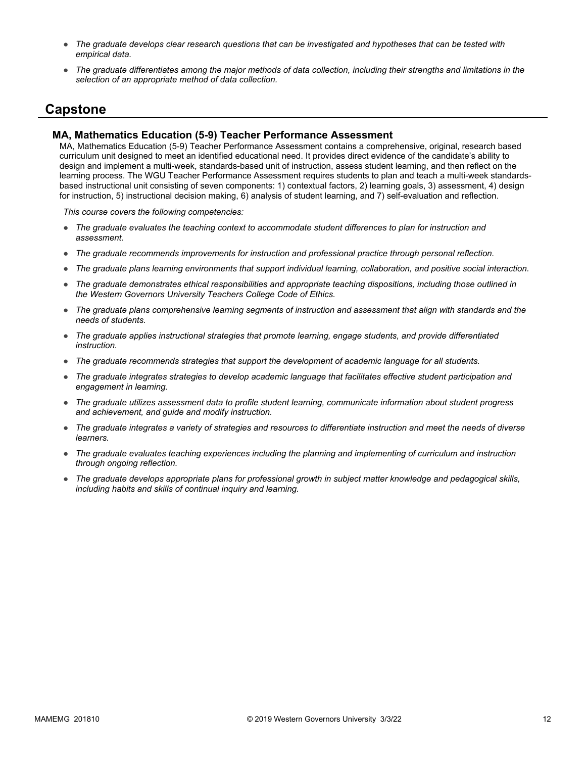- *The graduate develops clear research questions that can be investigated and hypotheses that can be tested with empirical data.*
- *The graduate differentiates among the major methods of data collection, including their strengths and limitations in the selection of an appropriate method of data collection.*

## Capstone

### MA, Mathematics Education (5-9) Teacher Performance Assessment

MA, Mathematics Education (5-9) Teacher Performance Assessment contains a comprehensive, original, research based curriculum unit designed to meet an identified educational need. It provides direct evidence of the candidate's ability to design and implement a multi-week, standards-based unit of instruction, assess student learning, and then reflect on the learning process. The WGU Teacher Performance Assessment requires students to plan and teach a multi-week standards-based instructional unit consisting of seven components: 1) contextual factors, 2) learning goals, 3) assessment, 4) design for instruction, 5) instructional decision making, 6) analysis of student learning, and 7) self-evaluation and reflection.

*This course covers the following competencies:*

- *The graduate evaluates the teaching context to accommodate student differences to plan for instruction and assessment.*
- *The graduate recommends improvements for instruction and professional practice through personal reflection.*
- *The graduate plans learning environments that support individual learning, collaboration, and positive social interaction.*
- *The graduate demonstrates ethical responsibilities and appropriate teaching dispositions, including those outlined in the Western Governors University Teachers College Code of Ethics.*
- *The graduate plans comprehensive learning segments of instruction and assessment that align with standards and the needs of students.*
- *The graduate applies instructional strategies that promote learning, engage students, and provide differentiated instruction.*
- *The graduate recommends strategies that support the development of academic language for all students.*
- *The graduate integrates strategies to develop academic language that facilitates effective student participation and engagement in learning.*
- *The graduate utilizes assessment data to profile student learning, communicate information about student progress and achievement, and guide and modify instruction.*
- *The graduate integrates a variety of strategies and resources to differentiate instruction and meet the needs of diverse learners.*
- *The graduate evaluates teaching experiences including the planning and implementing of curriculum and instruction through ongoing reflection.*
- *The graduate develops appropriate plans for professional growth in subject matter knowledge and pedagogical skills, including habits and skills of continual inquiry and learning.*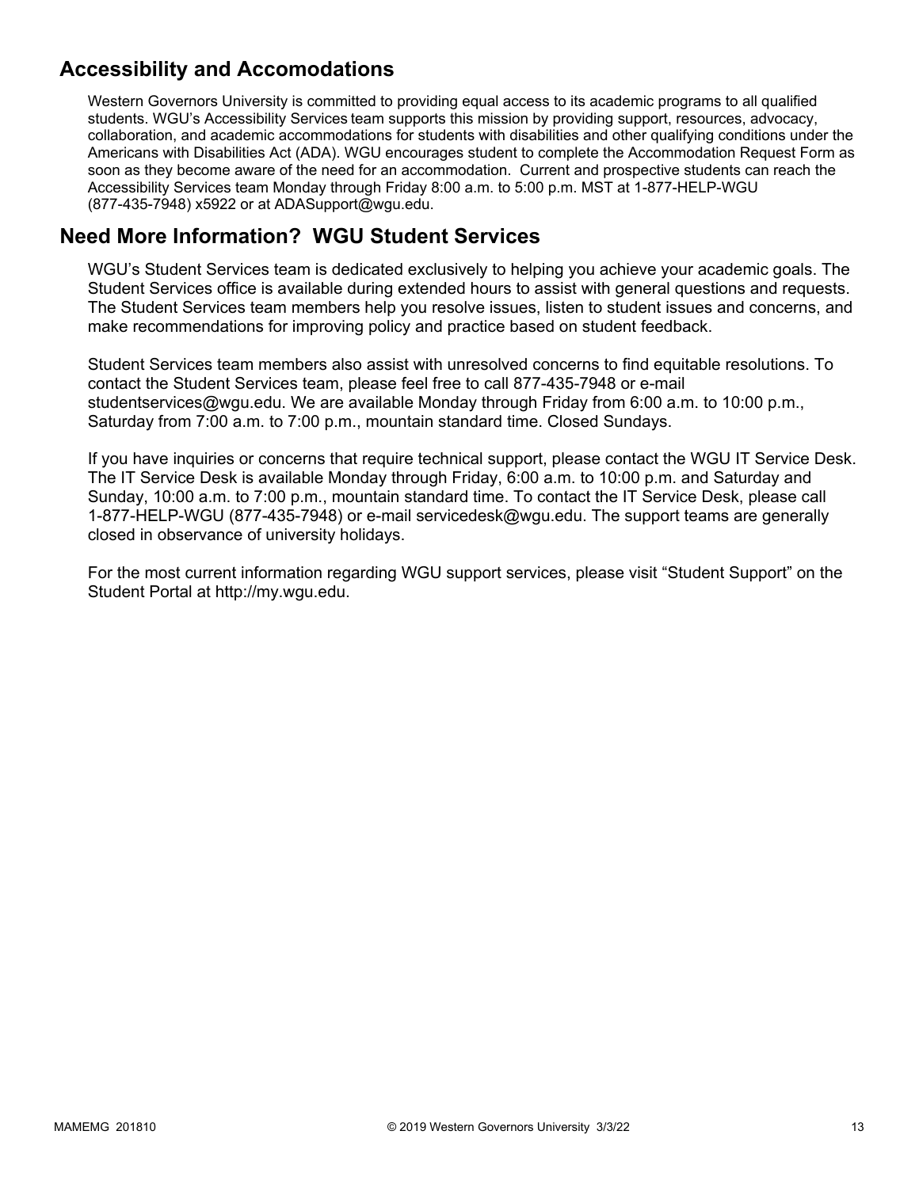## Accessibility and Accomodations

Western Governors University is committed to providing equal access to its academic programs to all qualified students. WGU's Accessibility Services team supports this mission by providing support, resources, advocacy, collaboration, and academic accommodations for students with disabilities and other qualifying conditions under the Americans with Disabilities Act (ADA). WGU encourages student to complete the Accommodation Request Form as soon as they become aware of the need for an accommodation. Current and prospective students can reach the Accessibility Services team Monday through Friday 8:00 a.m. to 5:00 p.m. MST at 1-877-HELP-WGU (877-435-7948) x5922 or at ADASupport@wgu.edu.

## Need More Information? WGU Student Services

WGU's Student Services team is dedicated exclusively to helping you achieve your academic goals. The Student Services office is available during extended hours to assist with general questions and requests. The Student Services team members help you resolve issues, listen to student issues and concerns, and make recommendations for improving policy and practice based on student feedback.

Student Services team members also assist with unresolved concerns to find equitable resolutions. To contact the Student Services team, please feel free to call 877-435-7948 or e-mail studentservices@wgu.edu. We are available Monday through Friday from 6:00 a.m. to 10:00 p.m., Saturday from 7:00 a.m. to 7:00 p.m., mountain standard time. Closed Sundays.

If you have inquiries or concerns that require technical support, please contact the WGU IT Service Desk. The IT Service Desk is available Monday through Friday, 6:00 a.m. to 10:00 p.m. and Saturday and Sunday, 10:00 a.m. to 7:00 p.m., mountain standard time. To contact the IT Service Desk, please call 1-877-HELP-WGU (877-435-7948) or e-mail servicedesk@wgu.edu. The support teams are generally closed in observance of university holidays.

For the most current information regarding WGU support services, please visit "Student Support" on the Student Portal at http://my.wgu.edu.